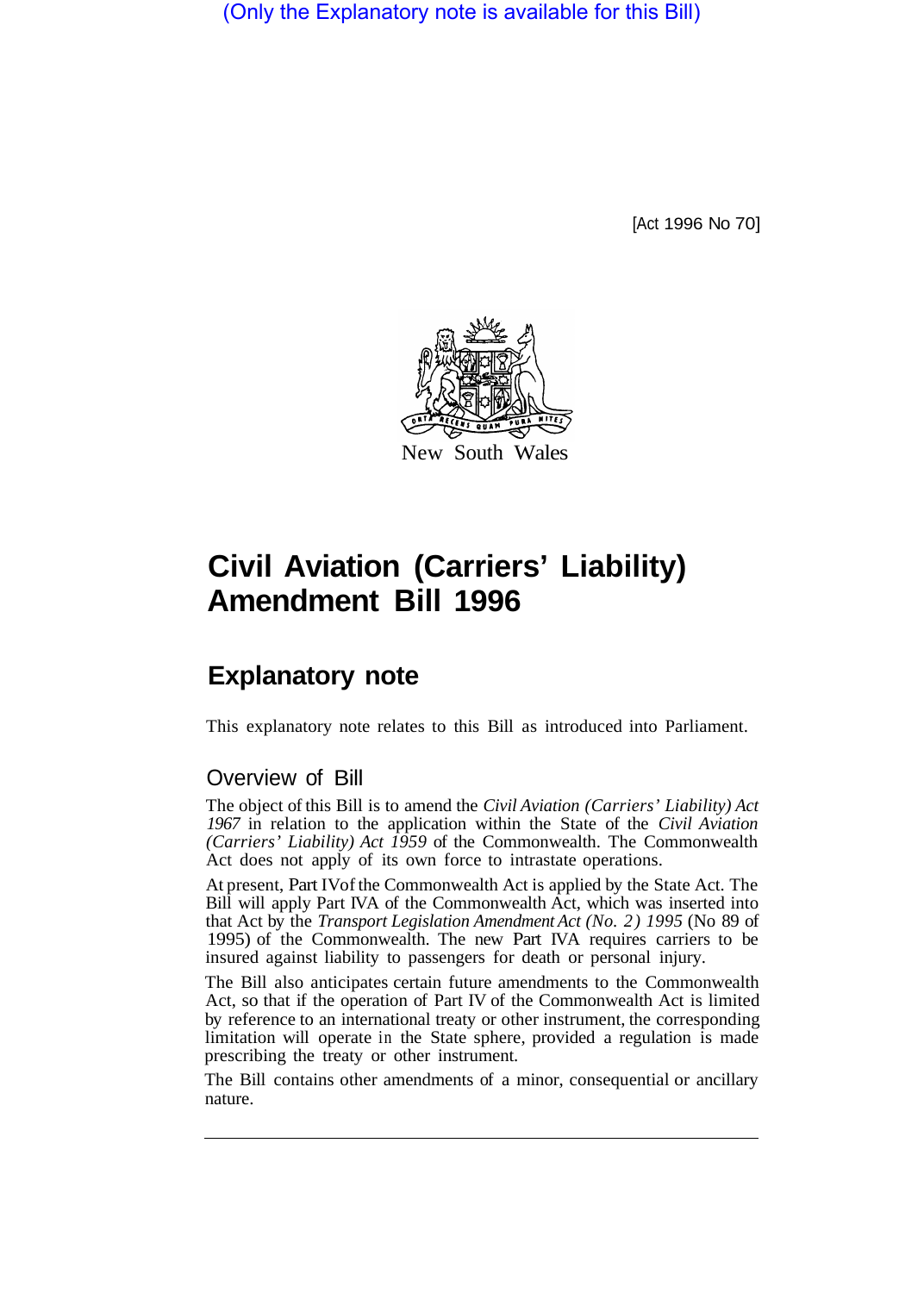(Only the Explanatory note is available for this Bill)

[Act 1996 No 70]

New South Wales

# Civil Aviation (Carriers' Liability) Amendment Bill 1996

## Explanatory note

This explanatory note relates to this Bill as introduced into Parliament.

### Overview of Bill

The object of this Bill is to amend the *Civil Aviation (Carriers' Liability) Act 1967* in relation to the application within the State of the *Civil Aviation (Carriers' Liability) Act 1959* of the Commonwealth. The Commonwealth Act does not apply of its own force to intrastate operations.

At present, Part IV of the Commonwealth Act is applied by the State Act. The Bill will apply Part IVA of the Commonwealth Act, which was inserted into that Act by the *Transport Legislation Amendment Act (No. 2) 1995* (No 89 of 1995) of the Commonwealth. The new Part IVA requires carriers to be insured against liability to passengers for death or personal injury.

The Bill also anticipates certain future amendments to the Commonwealth Act, so that if the operation of Part IV of the Commonwealth Act is limited by reference to an international treaty or other instrument, the corresponding limitation will operate in the State sphere, provided a regulation is made prescribing the treaty or other instrument.

The Bill contains other amendments of a minor, consequential or ancillary nature.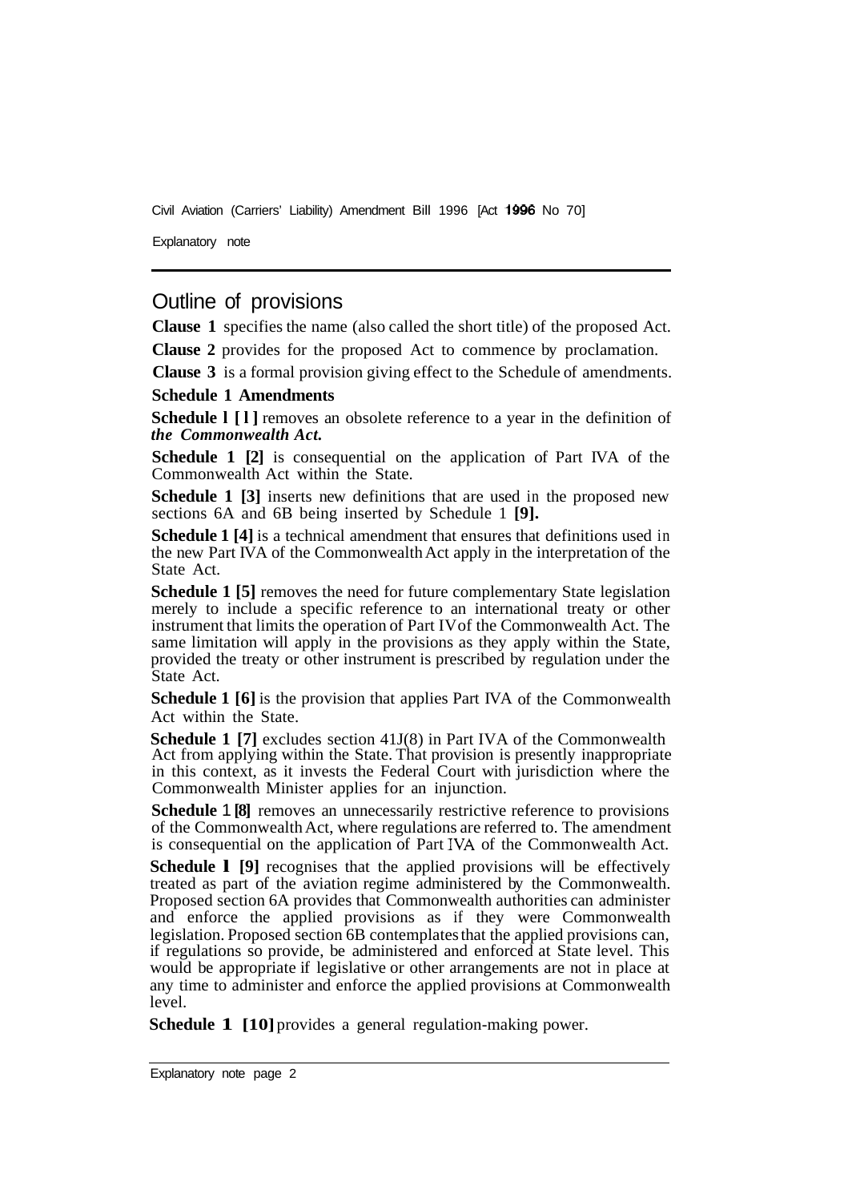## Outline of provisions

**Clause 1** specifies the name (also called the short title) of the proposed Act.

**Clause 2** provides for the proposed Act to commence by proclamation.

**Clause 3** is a formal provision giving effect to the Schedule of amendments.

### Schedule 1 Amendments

**Schedule 1 [1]** removes an obsolete reference to a year in the definition of ***the Commonwealth Act.***

**Schedule 1 [2]** is consequential on the application of Part IVA of the Commonwealth Act within the State.

**Schedule 1 [3]** inserts new definitions that are used in the proposed new sections 6A and 6B being inserted by Schedule 1 **[9].**

**Schedule 1 [4]** is a technical amendment that ensures that definitions used in the new Part IVA of the Commonwealth Act apply in the interpretation of the State Act.

**Schedule 1 [5]** removes the need for future complementary State legislation merely to include a specific reference to an international treaty or other instrument that limits the operation of Part IV of the Commonwealth Act. The same limitation will apply in the provisions as they apply within the State, provided the treaty or other instrument is prescribed by regulation under the State Act.

**Schedule 1 [6]** is the provision that applies Part IVA of the Commonwealth Act within the State.

**Schedule 1 [7]** excludes section 41J(8) in Part IVA of the Commonwealth Act from applying within the State. That provision is presently inappropriate in this context, as it invests the Federal Court with jurisdiction where the Commonwealth Minister applies for an injunction.

**Schedule 1 [8]** removes an unnecessarily restrictive reference to provisions of the Commonwealth Act, where regulations are referred to. The amendment is consequential on the application of Part IVA of the Commonwealth Act.

**Schedule 1 [9]** recognises that the applied provisions will be effectively treated as part of the aviation regime administered by the Commonwealth. Proposed section 6A provides that Commonwealth authorities can administer and enforce the applied provisions as if they were Commonwealth legislation. Proposed section 6B contemplates that the applied provisions can, if regulations so provide, be administered and enforced at State level. This would be appropriate if legislative or other arrangements are not in place at any time to administer and enforce the applied provisions at Commonwealth level.

**Schedule 1 [10]** provides a general regulation-making power.